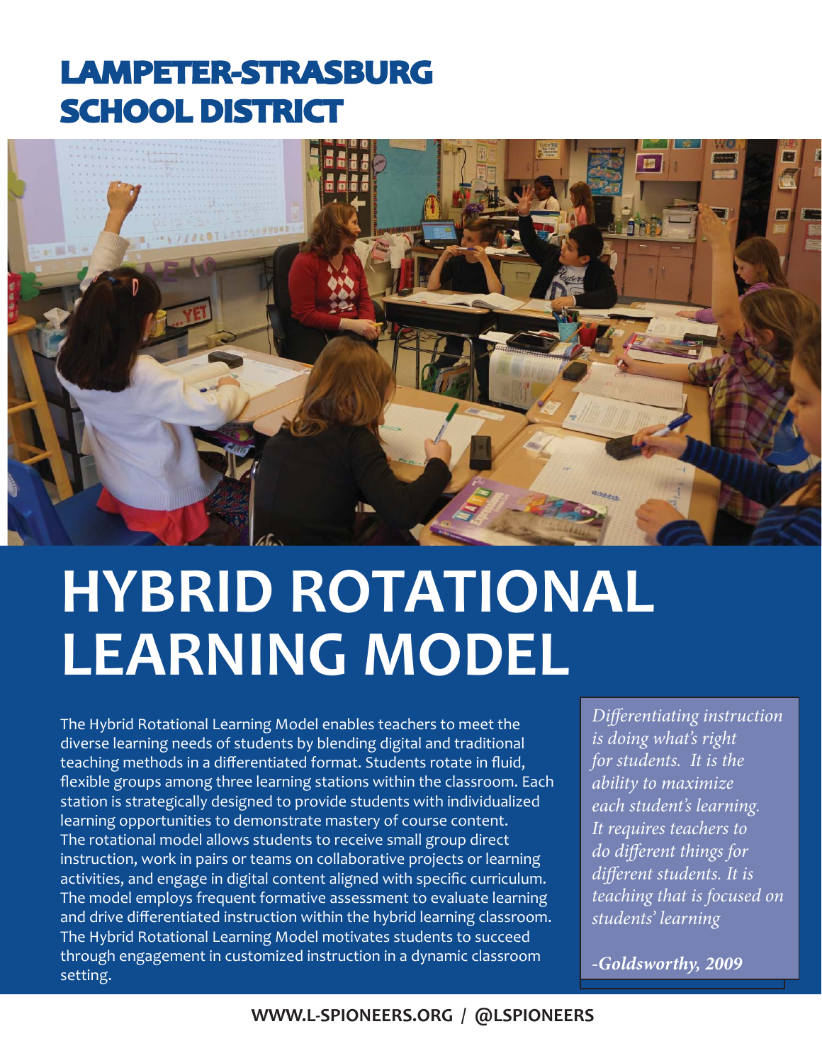# LAMPETER-STRASBURG SCHOOL DISTRICT

# HYBRID ROTATIONAL LEARNING MODEL

The Hybrid Rotational Learning Model enables teachers to meet the diverse learning needs of students by blending digital and traditional teaching methods in a differentiated format. Students rotate in fluid, flexible groups among three learning stations within the classroom. Each station is strategically designed to provide students with individualized learning opportunities to demonstrate mastery of course content. The rotational model allows students to receive small group direct instruction, work in pairs or teams on collaborative projects or learning activities, and engage in digital content aligned with specific curriculum. The model employs frequent formative assessment to evaluate learning and drive differentiated instruction within the hybrid learning classroom. The Hybrid Rotational Learning Model motivates students to succeed through engagement in customized instruction in a dynamic classroom setting.

> *Differentiating instruction is doing what's right for students. It is the ability to maximize each student's learning. It requires teachers to do different things for different students. It is teaching that is focused on students' learning*
>
> ***-Goldsworthy, 2009***

**WWW.L-SPIONEERS.ORG / @LSPIONEERS**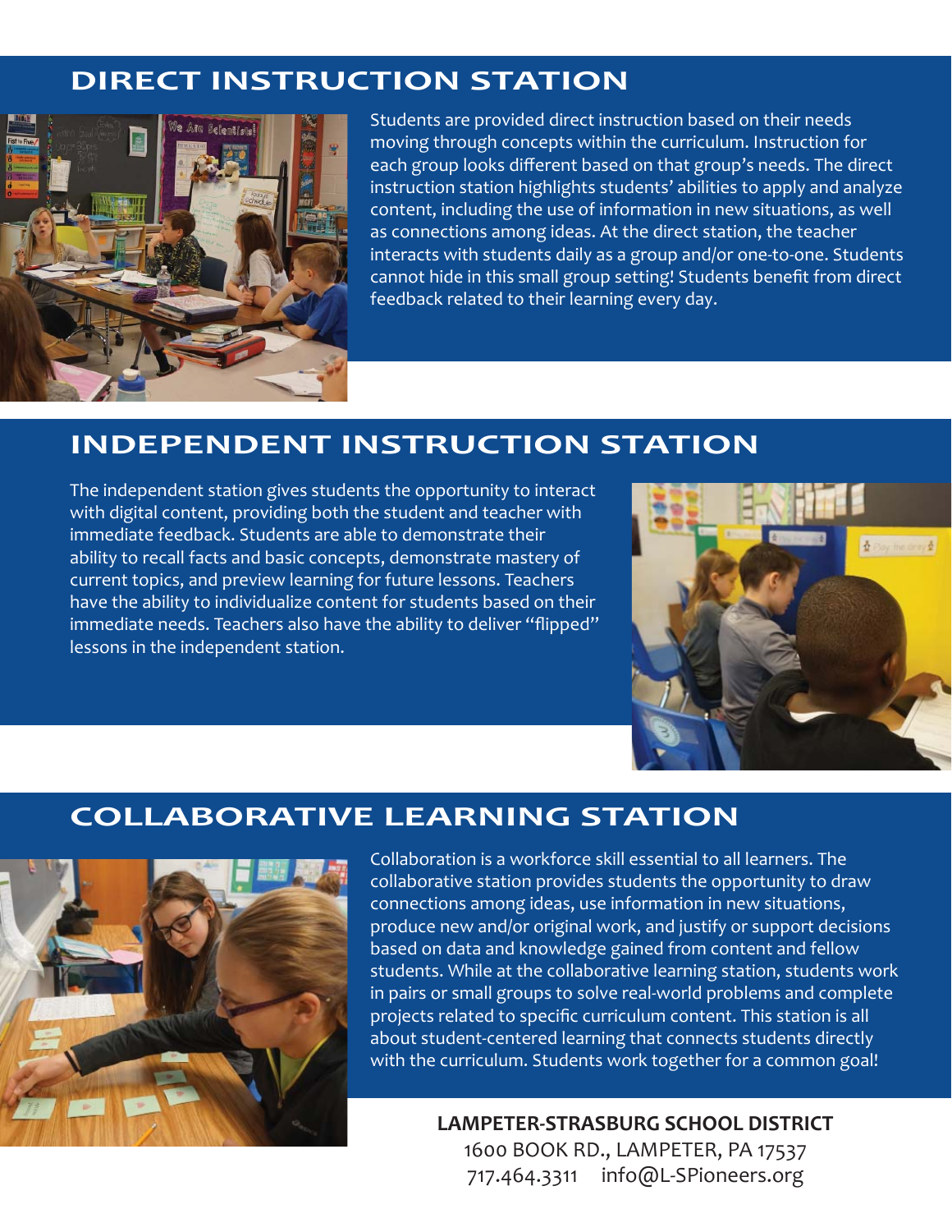## DIRECT INSTRUCTION STATION

Students are provided direct instruction based on their needs moving through concepts within the curriculum. Instruction for each group looks different based on that group's needs. The direct instruction station highlights students' abilities to apply and analyze content, including the use of information in new situations, as well as connections among ideas. At the direct station, the teacher interacts with students daily as a group and/or one-to-one. Students cannot hide in this small group setting! Students benefit from direct feedback related to their learning every day.

## INDEPENDENT INSTRUCTION STATION

The independent station gives students the opportunity to interact with digital content, providing both the student and teacher with immediate feedback. Students are able to demonstrate their ability to recall facts and basic concepts, demonstrate mastery of current topics, and preview learning for future lessons. Teachers have the ability to individualize content for students based on their immediate needs. Teachers also have the ability to deliver "flipped" lessons in the independent station.

## COLLABORATIVE LEARNING STATION

Collaboration is a workforce skill essential to all learners. The collaborative station provides students the opportunity to draw connections among ideas, use information in new situations, produce new and/or original work, and justify or support decisions based on data and knowledge gained from content and fellow students. While at the collaborative learning station, students work in pairs or small groups to solve real-world problems and complete projects related to specific curriculum content. This station is all about student-centered learning that connects students directly with the curriculum. Students work together for a common goal!

**LAMPETER-STRASBURG SCHOOL DISTRICT**
1600 BOOK RD., LAMPETER, PA 17537
717.464.3311 info@L-SPioneers.org